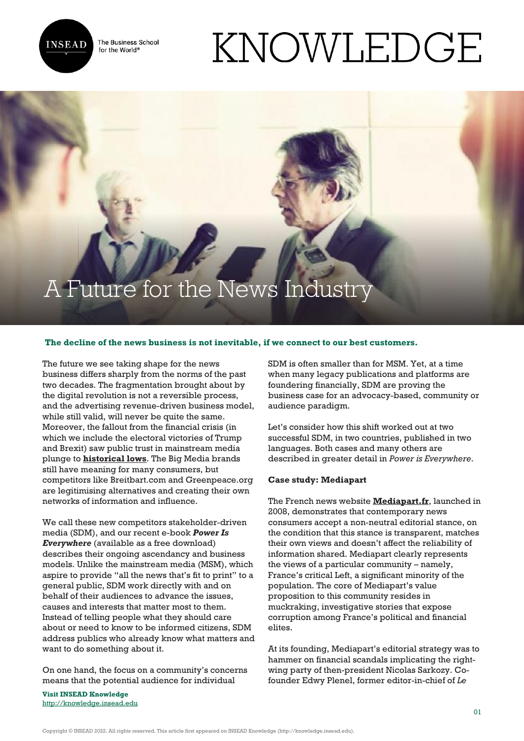# A Future for the News Industry

**The decline of the news business is not inevitable, if we connect to our best customers.**

The future we see taking shape for the news business differs sharply from the norms of the past two decades. The fragmentation brought about by the digital revolution is not a reversible process, and the advertising revenue-driven business model, while still valid, will never be quite the same. Moreover, the fallout from the financial crisis (in which we include the electoral victories of Trump and Brexit) saw public trust in mainstream media plunge to **historical lows**. The Big Media brands still have meaning for many consumers, but competitors like Breitbart.com and Greenpeace.org are legitimising alternatives and creating their own networks of information and influence.

We call these new competitors stakeholder-driven media (SDM), and our recent e-book ***Power Is Everywhere*** (available as a free download) describes their ongoing ascendancy and business models. Unlike the mainstream media (MSM), which aspire to provide "all the news that's fit to print" to a general public, SDM work directly with and on behalf of their audiences to advance the issues, causes and interests that matter most to them. Instead of telling people what they should care about or need to know to be informed citizens, SDM address publics who already know what matters and want to do something about it.

On one hand, the focus on a community's concerns means that the potential audience for individual SDM is often smaller than for MSM. Yet, at a time when many legacy publications and platforms are foundering financially, SDM are proving the business case for an advocacy-based, community or audience paradigm.

Let's consider how this shift worked out at two successful SDM, in two countries, published in two languages. Both cases and many others are described in greater detail in *Power is Everywhere*.

**Case study: Mediapart**

The French news website **Mediapart.fr**, launched in 2008, demonstrates that contemporary news consumers accept a non-neutral editorial stance, on the condition that this stance is transparent, matches their own views and doesn't affect the reliability of information shared. Mediapart clearly represents the views of a particular community – namely, France's critical Left, a significant minority of the population. The core of Mediapart's value proposition to this community resides in muckraking, investigative stories that expose corruption among France's political and financial elites.

At its founding, Mediapart's editorial strategy was to hammer on financial scandals implicating the right-wing party of then-president Nicolas Sarkozy. Co-founder Edwy Plenel, former editor-in-chief of *Le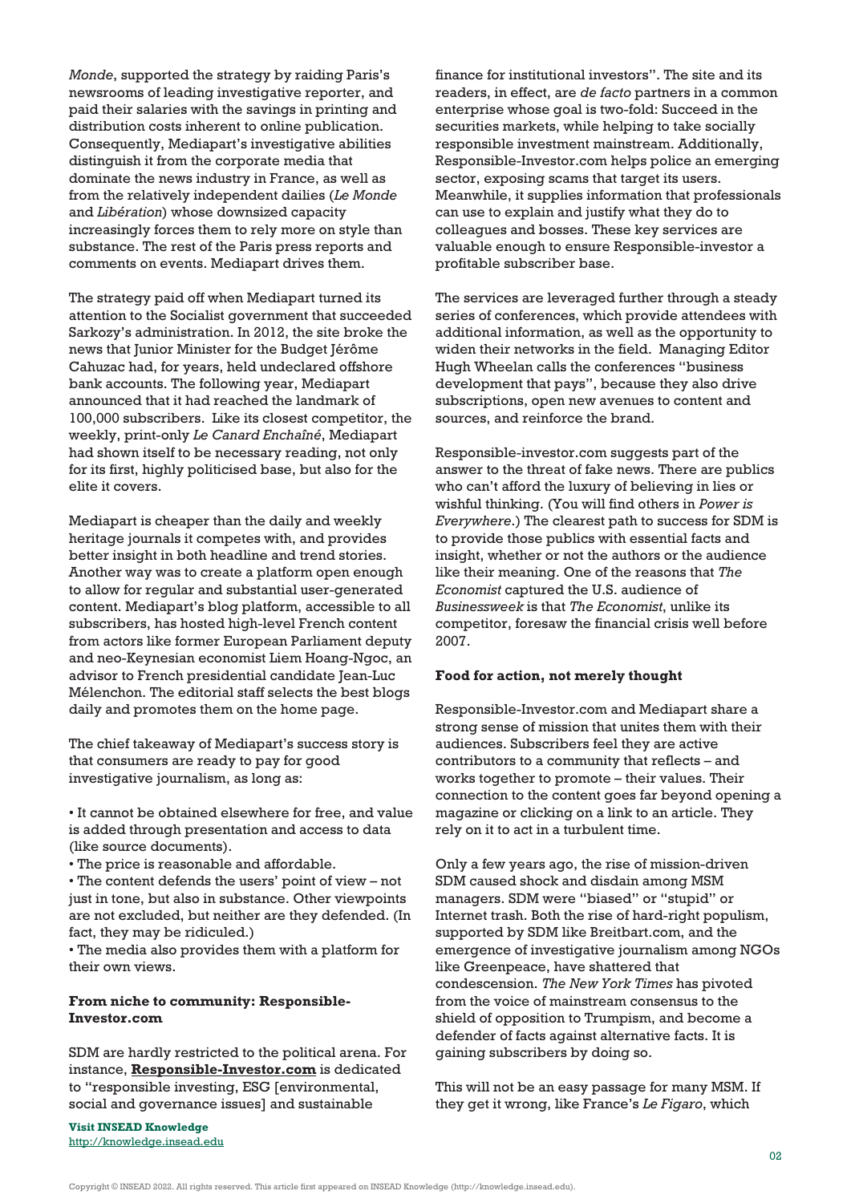*Monde*, supported the strategy by raiding Paris's newsrooms of leading investigative reporter, and paid their salaries with the savings in printing and distribution costs inherent to online publication. Consequently, Mediapart's investigative abilities distinguish it from the corporate media that dominate the news industry in France, as well as from the relatively independent dailies (*Le Monde* and *Libération*) whose downsized capacity increasingly forces them to rely more on style than substance. The rest of the Paris press reports and comments on events. Mediapart drives them.

The strategy paid off when Mediapart turned its attention to the Socialist government that succeeded Sarkozy's administration. In 2012, the site broke the news that Junior Minister for the Budget Jérôme Cahuzac had, for years, held undeclared offshore bank accounts. The following year, Mediapart announced that it had reached the landmark of 100,000 subscribers. Like its closest competitor, the weekly, print-only *Le Canard Enchaîné*, Mediapart had shown itself to be necessary reading, not only for its first, highly politicised base, but also for the elite it covers.

Mediapart is cheaper than the daily and weekly heritage journals it competes with, and provides better insight in both headline and trend stories. Another way was to create a platform open enough to allow for regular and substantial user-generated content. Mediapart's blog platform, accessible to all subscribers, has hosted high-level French content from actors like former European Parliament deputy and neo-Keynesian economist Liem Hoang-Ngoc, an advisor to French presidential candidate Jean-Luc Mélenchon. The editorial staff selects the best blogs daily and promotes them on the home page.

The chief takeaway of Mediapart's success story is that consumers are ready to pay for good investigative journalism, as long as:

- It cannot be obtained elsewhere for free, and value is added through presentation and access to data (like source documents).
- The price is reasonable and affordable.
- The content defends the users' point of view – not just in tone, but also in substance. Other viewpoints are not excluded, but neither are they defended. (In fact, they may be ridiculed.)
- The media also provides them with a platform for their own views.

**From niche to community: Responsible-Investor.com**

SDM are hardly restricted to the political arena. For instance, **Responsible-Investor.com** is dedicated to "responsible investing, ESG [environmental, social and governance issues] and sustainable finance for institutional investors". The site and its readers, in effect, are *de facto* partners in a common enterprise whose goal is two-fold: Succeed in the securities markets, while helping to take socially responsible investment mainstream. Additionally, Responsible-Investor.com helps police an emerging sector, exposing scams that target its users. Meanwhile, it supplies information that professionals can use to explain and justify what they do to colleagues and bosses. These key services are valuable enough to ensure Responsible-investor a profitable subscriber base.

The services are leveraged further through a steady series of conferences, which provide attendees with additional information, as well as the opportunity to widen their networks in the field. Managing Editor Hugh Wheelan calls the conferences "business development that pays", because they also drive subscriptions, open new avenues to content and sources, and reinforce the brand.

Responsible-investor.com suggests part of the answer to the threat of fake news. There are publics who can't afford the luxury of believing in lies or wishful thinking. (You will find others in *Power is Everywhere*.) The clearest path to success for SDM is to provide those publics with essential facts and insight, whether or not the authors or the audience like their meaning. One of the reasons that *The Economist* captured the U.S. audience of *Businessweek* is that *The Economist*, unlike its competitor, foresaw the financial crisis well before 2007.

**Food for action, not merely thought**

Responsible-Investor.com and Mediapart share a strong sense of mission that unites them with their audiences. Subscribers feel they are active contributors to a community that reflects – and works together to promote – their values. Their connection to the content goes far beyond opening a magazine or clicking on a link to an article. They rely on it to act in a turbulent time.

Only a few years ago, the rise of mission-driven SDM caused shock and disdain among MSM managers. SDM were "biased" or "stupid" or Internet trash. Both the rise of hard-right populism, supported by SDM like Breitbart.com, and the emergence of investigative journalism among NGOs like Greenpeace, have shattered that condescension. *The New York Times* has pivoted from the voice of mainstream consensus to the shield of opposition to Trumpism, and become a defender of facts against alternative facts. It is gaining subscribers by doing so.

This will not be an easy passage for many MSM. If they get it wrong, like France's *Le Figaro*, which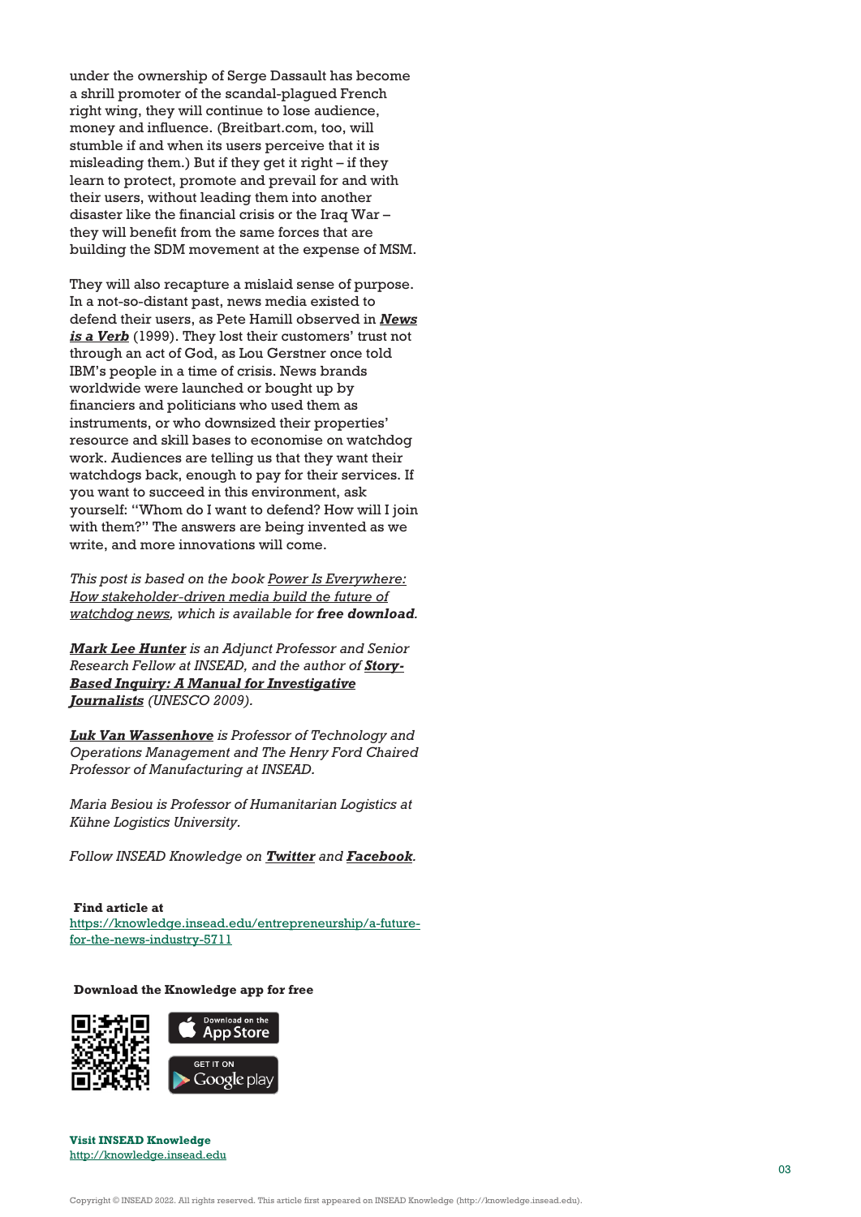under the ownership of Serge Dassault has become a shrill promoter of the scandal-plagued French right wing, they will continue to lose audience, money and influence. (Breitbart.com, too, will stumble if and when its users perceive that it is misleading them.) But if they get it right – if they learn to protect, promote and prevail for and with their users, without leading them into another disaster like the financial crisis or the Iraq War – they will benefit from the same forces that are building the SDM movement at the expense of MSM.

They will also recapture a mislaid sense of purpose. In a not-so-distant past, news media existed to defend their users, as Pete Hamill observed in ***News is a Verb*** (1999). They lost their customers' trust not through an act of God, as Lou Gerstner once told IBM's people in a time of crisis. News brands worldwide were launched or bought up by financiers and politicians who used them as instruments, or who downsized their properties' resource and skill bases to economise on watchdog work. Audiences are telling us that they want their watchdogs back, enough to pay for their services. If you want to succeed in this environment, ask yourself: "Whom do I want to defend? How will I join with them?" The answers are being invented as we write, and more innovations will come.

*This post is based on the book Power Is Everywhere: How stakeholder-driven media build the future of watchdog news, which is available for **free download**.*

***Mark Lee Hunter*** *is an Adjunct Professor and Senior Research Fellow at INSEAD, and the author of **Story-Based Inquiry: A Manual for Investigative Journalists** (UNESCO 2009).*

***Luk Van Wassenhove*** *is Professor of Technology and Operations Management and The Henry Ford Chaired Professor of Manufacturing at INSEAD.*

*Maria Besiou is Professor of Humanitarian Logistics at Kühne Logistics University.*

*Follow INSEAD Knowledge on **Twitter** and **Facebook**.*

**Find article at**
https://knowledge.insead.edu/entrepreneurship/a-future-for-the-news-industry-5711

**Download the Knowledge app for free**

**Visit INSEAD Knowledge**
http://knowledge.insead.edu

Copyright © INSEAD 2022. All rights reserved. This article first appeared on INSEAD Knowledge (http://knowledge.insead.edu).